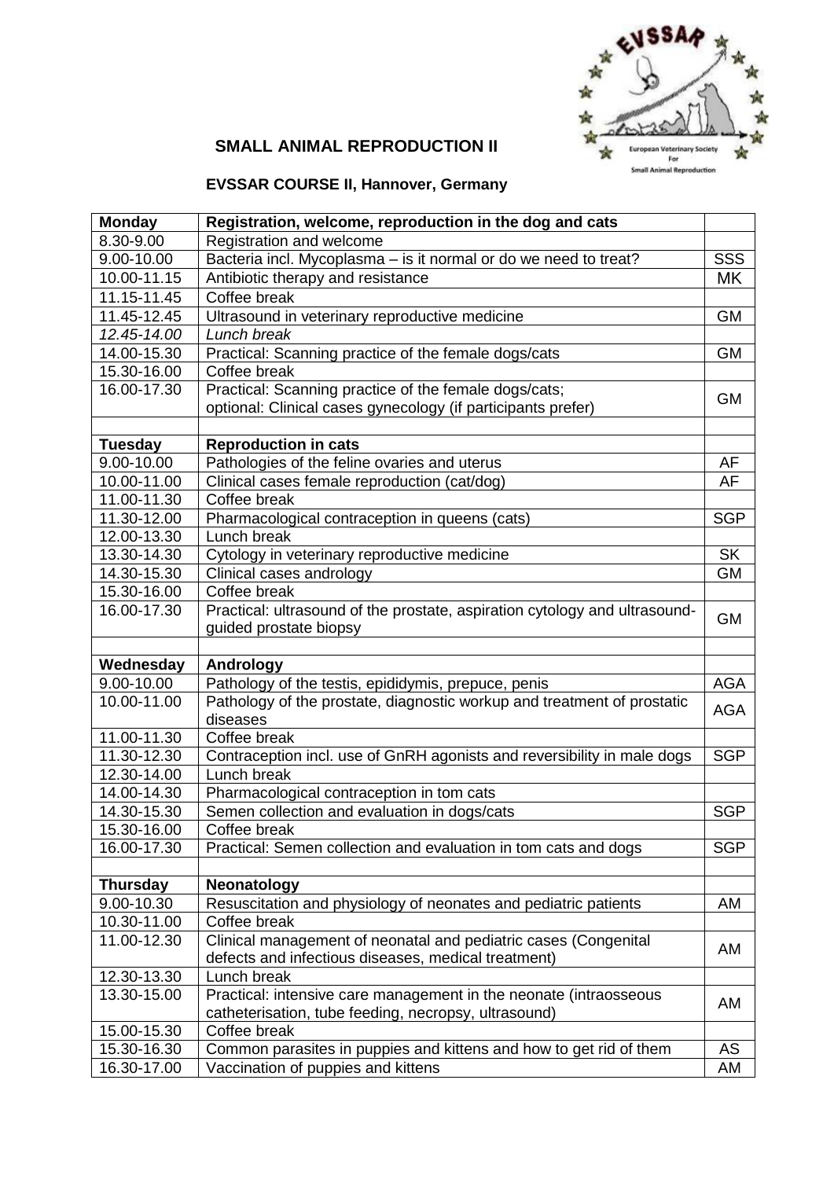# SMALL ANIMAL REPRODUCTION II

## EVSSAR COURSE II, Hannover, Germany

| **Monday** | **Registration, welcome, reproduction in the dog and cats** | |
|---|---|---|
| 8.30-9.00 | Registration and welcome | |
| 9.00-10.00 | Bacteria incl. Mycoplasma – is it normal or do we need to treat? | SSS |
| 10.00-11.15 | Antibiotic therapy and resistance | MK |
| 11.15-11.45 | Coffee break | |
| 11.45-12.45 | Ultrasound in veterinary reproductive medicine | GM |
| *12.45-14.00* | *Lunch break* | |
| 14.00-15.30 | Practical: Scanning practice of the female dogs/cats | GM |
| 15.30-16.00 | Coffee break | |
| 16.00-17.30 | Practical: Scanning practice of the female dogs/cats; optional: Clinical cases gynecology (if participants prefer) | GM |
| | | |
| **Tuesday** | **Reproduction in cats** | |
| 9.00-10.00 | Pathologies of the feline ovaries and uterus | AF |
| 10.00-11.00 | Clinical cases female reproduction (cat/dog) | AF |
| 11.00-11.30 | Coffee break | |
| 11.30-12.00 | Pharmacological contraception in queens (cats) | SGP |
| 12.00-13.30 | Lunch break | |
| 13.30-14.30 | Cytology in veterinary reproductive medicine | SK |
| 14.30-15.30 | Clinical cases andrology | GM |
| 15.30-16.00 | Coffee break | |
| 16.00-17.30 | Practical: ultrasound of the prostate, aspiration cytology and ultrasound-guided prostate biopsy | GM |
| | | |
| **Wednesday** | **Andrology** | |
| 9.00-10.00 | Pathology of the testis, epididymis, prepuce, penis | AGA |
| 10.00-11.00 | Pathology of the prostate, diagnostic workup and treatment of prostatic diseases | AGA |
| 11.00-11.30 | Coffee break | |
| 11.30-12.30 | Contraception incl. use of GnRH agonists and reversibility in male dogs | SGP |
| 12.30-14.00 | Lunch break | |
| 14.00-14.30 | Pharmacological contraception in tom cats | |
| 14.30-15.30 | Semen collection and evaluation in dogs/cats | SGP |
| 15.30-16.00 | Coffee break | |
| 16.00-17.30 | Practical: Semen collection and evaluation in tom cats and dogs | SGP |
| | | |
| **Thursday** | **Neonatology** | |
| 9.00-10.30 | Resuscitation and physiology of neonates and pediatric patients | AM |
| 10.30-11.00 | Coffee break | |
| 11.00-12.30 | Clinical management of neonatal and pediatric cases (Congenital defects and infectious diseases, medical treatment) | AM |
| 12.30-13.30 | Lunch break | |
| 13.30-15.00 | Practical: intensive care management in the neonate (intraosseous catheterisation, tube feeding, necropsy, ultrasound) | AM |
| 15.00-15.30 | Coffee break | |
| 15.30-16.30 | Common parasites in puppies and kittens and how to get rid of them | AS |
| 16.30-17.00 | Vaccination of puppies and kittens | AM |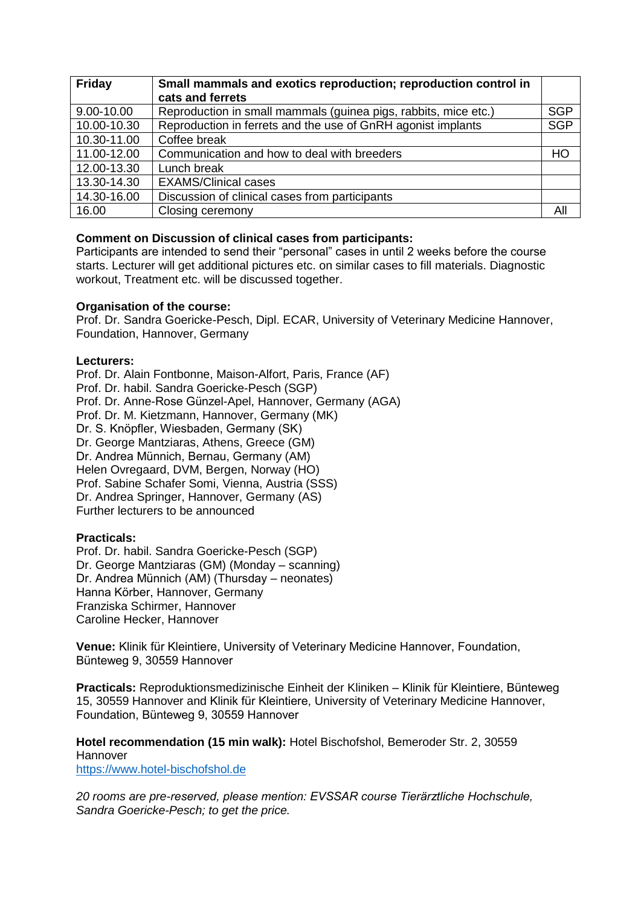| Friday | Small mammals and exotics reproduction; reproduction control in cats and ferrets | |
|---|---|---|
| 9.00-10.00 | Reproduction in small mammals (guinea pigs, rabbits, mice etc.) | SGP |
| 10.00-10.30 | Reproduction in ferrets and the use of GnRH agonist implants | SGP |
| 10.30-11.00 | Coffee break | |
| 11.00-12.00 | Communication and how to deal with breeders | HO |
| 12.00-13.30 | Lunch break | |
| 13.30-14.30 | EXAMS/Clinical cases | |
| 14.30-16.00 | Discussion of clinical cases from participants | |
| 16.00 | Closing ceremony | All |

**Comment on Discussion of clinical cases from participants:**
Participants are intended to send their "personal" cases in until 2 weeks before the course starts. Lecturer will get additional pictures etc. on similar cases to fill materials. Diagnostic workout, Treatment etc. will be discussed together.

**Organisation of the course:**
Prof. Dr. Sandra Goericke-Pesch, Dipl. ECAR, University of Veterinary Medicine Hannover, Foundation, Hannover, Germany

**Lecturers:**
Prof. Dr. Alain Fontbonne, Maison-Alfort, Paris, France (AF)
Prof. Dr. habil. Sandra Goericke-Pesch (SGP)
Prof. Dr. Anne-Rose Günzel-Apel, Hannover, Germany (AGA)
Prof. Dr. M. Kietzmann, Hannover, Germany (MK)
Dr. S. Knöpfler, Wiesbaden, Germany (SK)
Dr. George Mantziaras, Athens, Greece (GM)
Dr. Andrea Münnich, Bernau, Germany (AM)
Helen Ovregaard, DVM, Bergen, Norway (HO)
Prof. Sabine Schafer Somi, Vienna, Austria (SSS)
Dr. Andrea Springer, Hannover, Germany (AS)
Further lecturers to be announced

**Practicals:**
Prof. Dr. habil. Sandra Goericke-Pesch (SGP)
Dr. George Mantziaras (GM) (Monday – scanning)
Dr. Andrea Münnich (AM) (Thursday – neonates)
Hanna Körber, Hannover, Germany
Franziska Schirmer, Hannover
Caroline Hecker, Hannover

**Venue:** Klinik für Kleintiere, University of Veterinary Medicine Hannover, Foundation, Bünteweg 9, 30559 Hannover

**Practicals:** Reproduktionsmedizinische Einheit der Kliniken – Klinik für Kleintiere, Bünteweg 15, 30559 Hannover and Klinik für Kleintiere, University of Veterinary Medicine Hannover, Foundation, Bünteweg 9, 30559 Hannover

**Hotel recommendation (15 min walk):** Hotel Bischofshol, Bemeroder Str. 2, 30559 Hannover
https://www.hotel-bischofshol.de

*20 rooms are pre-reserved, please mention: EVSSAR course Tierärztliche Hochschule, Sandra Goericke-Pesch; to get the price.*